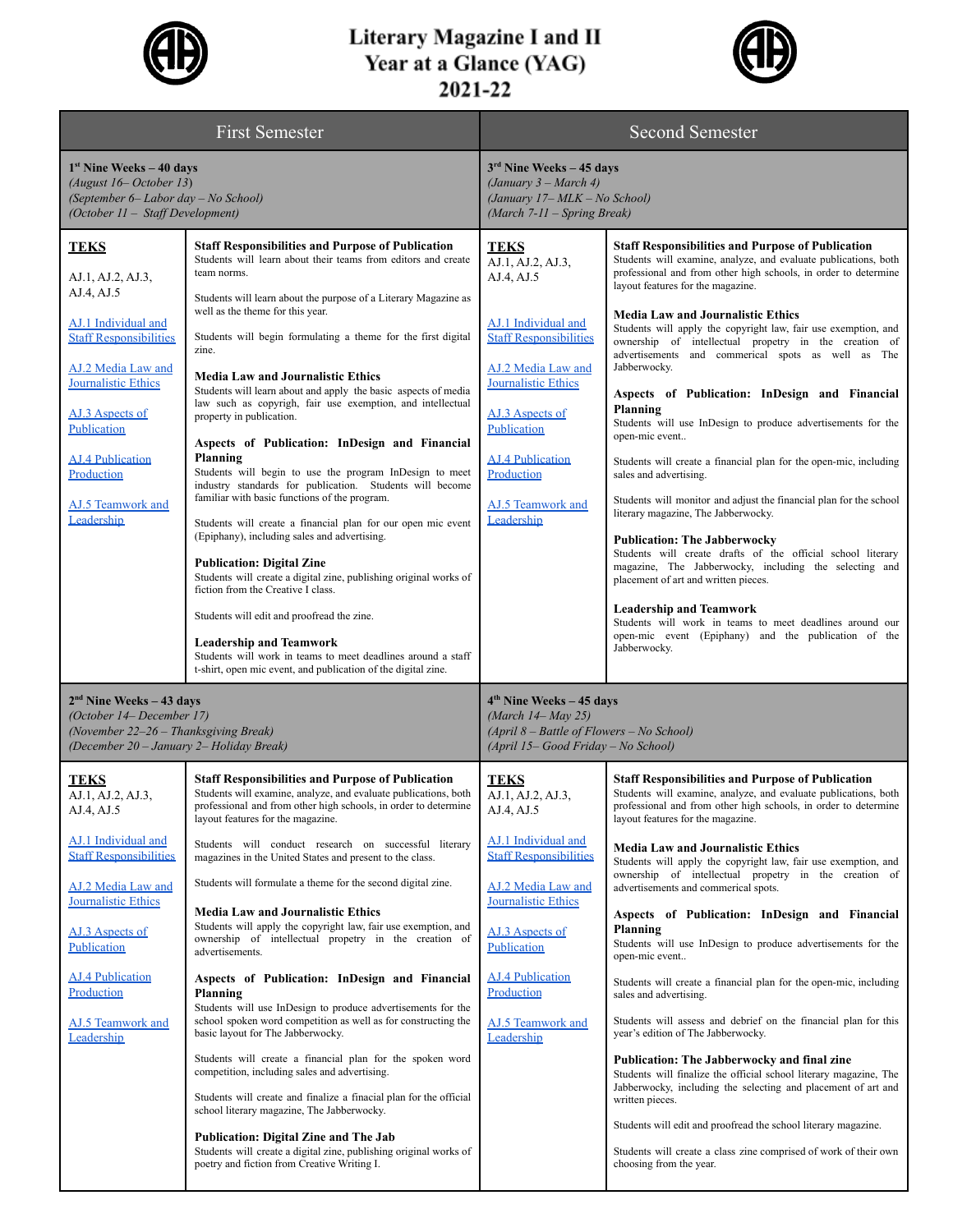# Literary Magazine I and II
# Year at a Glance (YAG)
# 2021-22

## First Semester

### 1st Nine Weeks – 40 days
*(August 16– October 13)*
*(September 6– Labor day – No School)*
*(October 11 – Staff Development)*

**TEKS**

AJ.1, AJ.2, AJ.3, AJ.4, AJ.5

[AJ.1 Individual and Staff Responsibilities]

[AJ.2 Media Law and Journalistic Ethics]

[AJ.3 Aspects of Publication]

[AJ.4 Publication Production]

[AJ.5 Teamwork and Leadership]

**Staff Responsibilities and Purpose of Publication**
Students will learn about their teams from editors and create team norms.

Students will learn about the purpose of a Literary Magazine as well as the theme for this year.

Students will begin formulating a theme for the first digital zine.

**Media Law and Journalistic Ethics**
Students will learn about and apply the basic aspects of media law such as copyright, fair use exemption, and intellectual property in publication.

**Aspects of Publication: InDesign and Financial Planning**
Students will begin to use the program InDesign to meet industry standards for publication. Students will become familiar with basic functions of the program.

Students will create a financial plan for our open mic event (Epiphany), including sales and advertising.

**Publication: Digital Zine**
Students will create a digital zine, publishing original works of fiction from the Creative I class.

Students will edit and proofread the zine.

**Leadership and Teamwork**
Students will work in teams to meet deadlines around a staff t-shirt, open mic event, and publication of the digital zine.

### 2nd Nine Weeks – 43 days
*(October 14– December 17)*
*(November 22–26 – Thanksgiving Break)*
*(December 20 – January 2– Holiday Break)*

**TEKS**

AJ.1, AJ.2, AJ.3, AJ.4, AJ.5

[AJ.1 Individual and Staff Responsibilities]

[AJ.2 Media Law and Journalistic Ethics]

[AJ.3 Aspects of Publication]

[AJ.4 Publication Production]

[AJ.5 Teamwork and Leadership]

**Staff Responsibilities and Purpose of Publication**
Students will examine, analyze, and evaluate publications, both professional and from other high schools, in order to determine layout features for the magazine.

Students will conduct research on successful literary magazines in the United States and present to the class.

Students will formulate a theme for the second digital zine.

**Media Law and Journalistic Ethics**
Students will apply the copyright law, fair use exemption, and ownership of intellectual property in the creation of advertisements.

**Aspects of Publication: InDesign and Financial Planning**
Students will use InDesign to produce advertisements for the school spoken word competition as well as for constructing the basic layout for The Jabberwocky.

Students will create a financial plan for the spoken word competition, including sales and advertising.

Students will create and finalize a finacial plan for the official school literary magazine, The Jabberwocky.

**Publication: Digital Zine and The Jab**
Students will create a digital zine, publishing original works of poetry and fiction from Creative Writing I.

## Second Semester

### 3rd Nine Weeks – 45 days
*(January 3 – March 4)*
*(January 17– MLK – No School)*
*(March 7-11 – Spring Break)*

**TEKS**

AJ.1, AJ.2, AJ.3, AJ.4, AJ.5

[AJ.1 Individual and Staff Responsibilities]

[AJ.2 Media Law and Journalistic Ethics]

[AJ.3 Aspects of Publication]

[AJ.4 Publication Production]

[AJ.5 Teamwork and Leadership]

**Staff Responsibilities and Purpose of Publication**
Students will examine, analyze, and evaluate publications, both professional and from other high schools, in order to determine layout features for the magazine.

**Media Law and Journalistic Ethics**
Students will apply the copyright law, fair use exemption, and ownership of intellectual property in the creation of advertisements and commercial spots as well as The Jabberwocky.

**Aspects of Publication: InDesign and Financial Planning**
Students will use InDesign to produce advertisements for the open-mic event..

Students will create a financial plan for the open-mic, including sales and advertising.

Students will monitor and adjust the financial plan for the school literary magazine, The Jabberwocky.

**Publication: The Jabberwocky**
Students will create drafts of the official school literary magazine, The Jabberwocky, including the selecting and placement of art and written pieces.

**Leadership and Teamwork**
Students will work in teams to meet deadlines around our open-mic event (Epiphany) and the publication of the Jabberwocky.

### 4th Nine Weeks – 45 days
*(March 14– May 25)*
*(April 8 – Battle of Flowers – No School)*
*(April 15– Good Friday – No School)*

**TEKS**

AJ.1, AJ.2, AJ.3, AJ.4, AJ.5

[AJ.1 Individual and Staff Responsibilities]

[AJ.2 Media Law and Journalistic Ethics]

[AJ.3 Aspects of Publication]

[AJ.4 Publication Production]

[AJ.5 Teamwork and Leadership]

**Staff Responsibilities and Purpose of Publication**
Students will examine, analyze, and evaluate publications, both professional and from other high schools, in order to determine layout features for the magazine.

**Media Law and Journalistic Ethics**
Students will apply the copyright law, fair use exemption, and ownership of intellectual property in the creation of advertisements and commerical spots.

**Aspects of Publication: InDesign and Financial Planning**
Students will use InDesign to produce advertisements for the open-mic event..

Students will create a financial plan for the open-mic, including sales and advertising.

Students will assess and debrief on the financial plan for this year's edition of The Jabberwocky.

**Publication: The Jabberwocky and final zine**
Students will finalize the official school literary magazine, The Jabberwocky, including the selecting and placement of art and written pieces.

Students will edit and proofread the school literary magazine.

Students will create a class zine comprised of work of their own choosing from the year.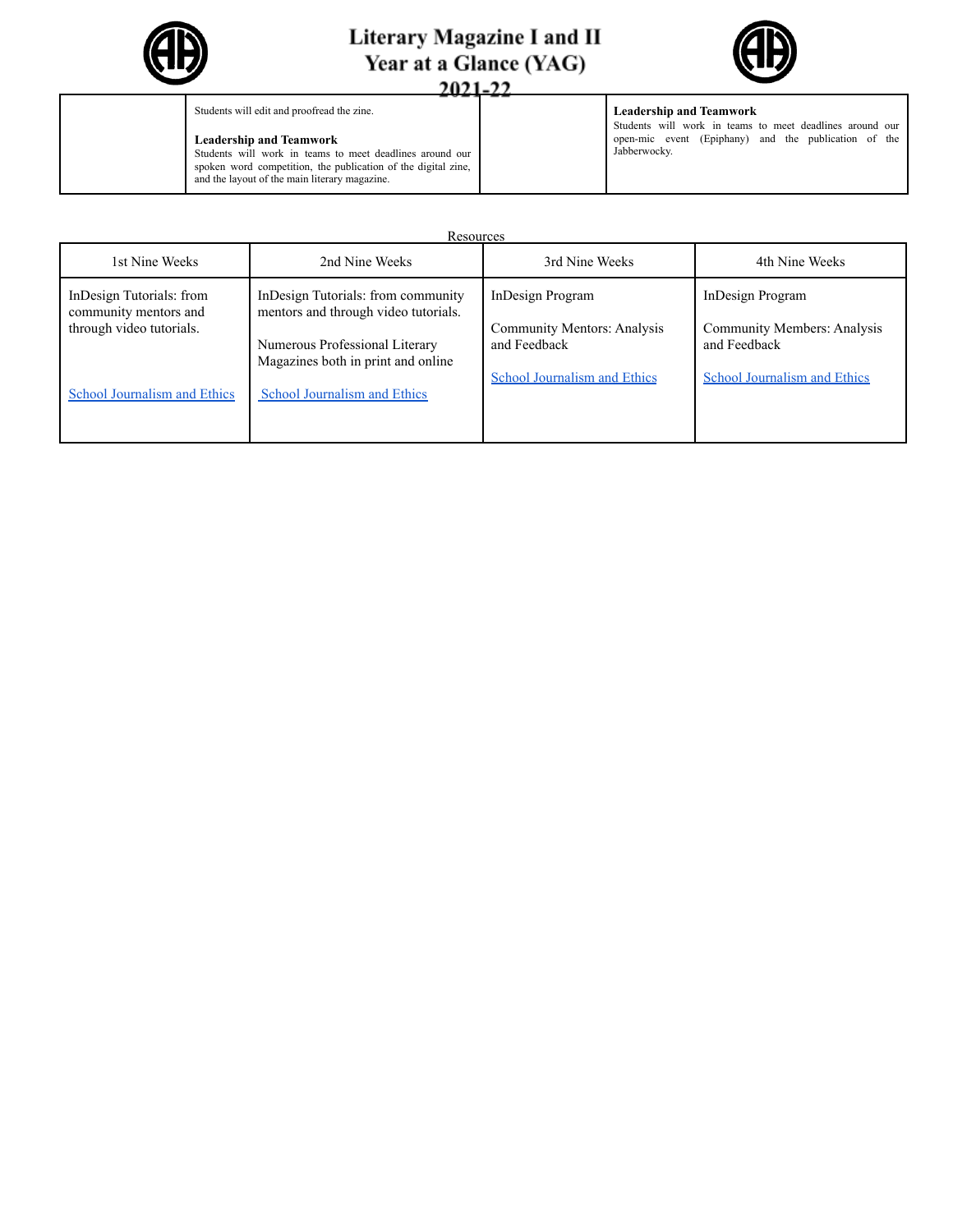# Literary Magazine I and II
# Year at a Glance (YAG)
# 2021-22

| | | | |
|---|---|---|---|
| | Students will edit and proofread the zine.<br><br>**Leadership and Teamwork**<br>Students will work in teams to meet deadlines around our spoken word competition, the publication of the digital zine, and the layout of the main literary magazine. | | **Leadership and Teamwork**<br>Students will work in teams to meet deadlines around our open-mic event (Epiphany) and the publication of the Jabberwocky. |

Resources

| 1st Nine Weeks | 2nd Nine Weeks | 3rd Nine Weeks | 4th Nine Weeks |
|---|---|---|---|
| InDesign Tutorials: from community mentors and through video tutorials.<br><br>School Journalism and Ethics | InDesign Tutorials: from community mentors and through video tutorials.<br><br>Numerous Professional Literary Magazines both in print and online<br><br>School Journalism and Ethics | InDesign Program<br><br>Community Mentors: Analysis and Feedback<br><br>School Journalism and Ethics | InDesign Program<br><br>Community Members: Analysis and Feedback<br><br>School Journalism and Ethics |